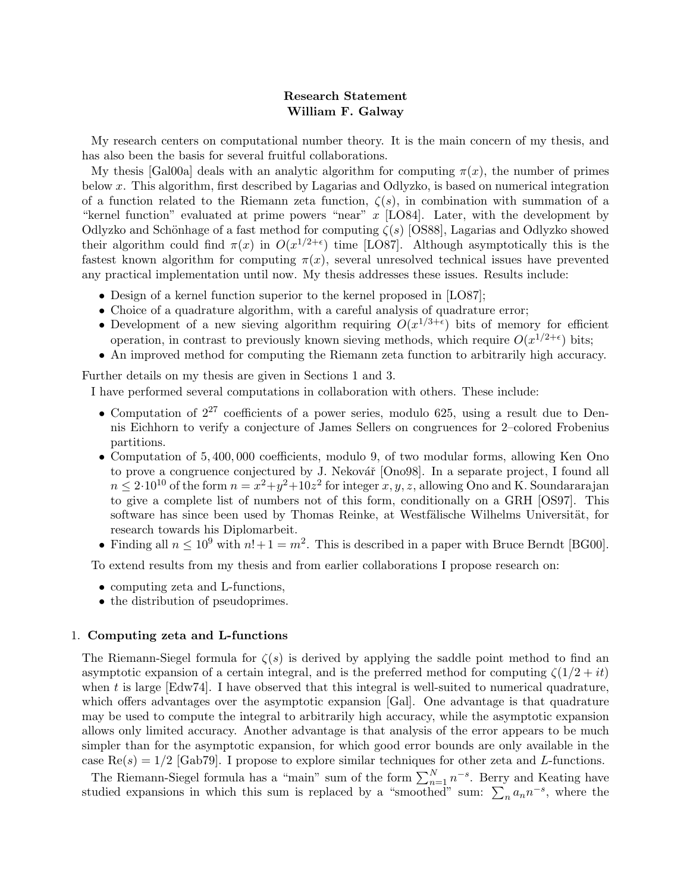**Research Statement**
**William F. Galway**

My research centers on computational number theory. It is the main concern of my thesis, and has also been the basis for several fruitful collaborations.

My thesis [Gal00a] deals with an analytic algorithm for computing $\pi(x)$, the number of primes below $x$. This algorithm, first described by Lagarias and Odlyzko, is based on numerical integration of a function related to the Riemann zeta function, $\zeta(s)$, in combination with summation of a "kernel function" evaluated at prime powers "near" $x$ [LO84]. Later, with the development by Odlyzko and Schönhage of a fast method for computing $\zeta(s)$ [OS88], Lagarias and Odlyzko showed their algorithm could find $\pi(x)$ in $O(x^{1/2+\epsilon})$ time [LO87]. Although asymptotically this is the fastest known algorithm for computing $\pi(x)$, several unresolved technical issues have prevented any practical implementation until now. My thesis addresses these issues. Results include:

- Design of a kernel function superior to the kernel proposed in [LO87];
- Choice of a quadrature algorithm, with a careful analysis of quadrature error;
- Development of a new sieving algorithm requiring $O(x^{1/3+\epsilon})$ bits of memory for efficient operation, in contrast to previously known sieving methods, which require $O(x^{1/2+\epsilon})$ bits;
- An improved method for computing the Riemann zeta function to arbitrarily high accuracy.

Further details on my thesis are given in Sections 1 and 3.

I have performed several computations in collaboration with others. These include:

- Computation of $2^{27}$ coefficients of a power series, modulo 625, using a result due to Dennis Eichhorn to verify a conjecture of James Sellers on congruences for 2–colored Frobenius partitions.
- Computation of 5,400,000 coefficients, modulo 9, of two modular forms, allowing Ken Ono to prove a congruence conjectured by J. Nekovář [Ono98]. In a separate project, I found all $n \leq 2{\cdot}10^{10}$ of the form $n = x^2+y^2+10z^2$ for integer $x, y, z$, allowing Ono and K. Soundararajan to give a complete list of numbers not of this form, conditionally on a GRH [OS97]. This software has since been used by Thomas Reinke, at Westfälische Wilhelms Universität, for research towards his Diplomarbeit.
- Finding all $n \leq 10^9$ with $n!+1 = m^2$. This is described in a paper with Bruce Berndt [BG00].

To extend results from my thesis and from earlier collaborations I propose research on:

- computing zeta and L-functions,
- the distribution of pseudoprimes.

## 1. Computing zeta and L-functions

The Riemann-Siegel formula for $\zeta(s)$ is derived by applying the saddle point method to find an asymptotic expansion of a certain integral, and is the preferred method for computing $\zeta(1/2+it)$ when $t$ is large [Edw74]. I have observed that this integral is well-suited to numerical quadrature, which offers advantages over the asymptotic expansion [Gal]. One advantage is that quadrature may be used to compute the integral to arbitrarily high accuracy, while the asymptotic expansion allows only limited accuracy. Another advantage is that analysis of the error appears to be much simpler than for the asymptotic expansion, for which good error bounds are only available in the case $\mathrm{Re}(s) = 1/2$ [Gab79]. I propose to explore similar techniques for other zeta and $L$-functions.

The Riemann-Siegel formula has a "main" sum of the form $\sum_{n=1}^{N} n^{-s}$. Berry and Keating have studied expansions in which this sum is replaced by a "smoothed" sum: $\sum_n a_n n^{-s}$, where the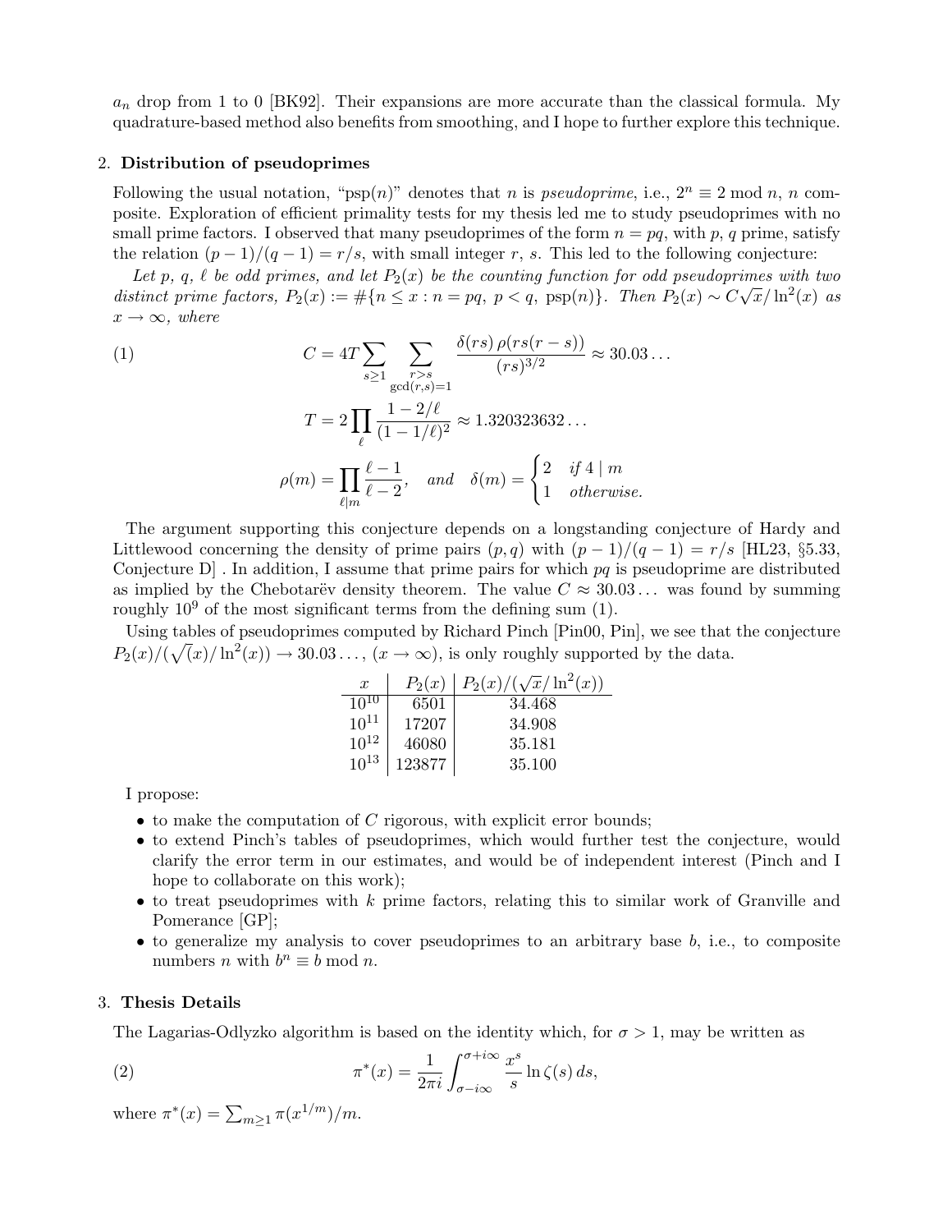$a_n$ drop from 1 to 0 [BK92]. Their expansions are more accurate than the classical formula. My quadrature-based method also benefits from smoothing, and I hope to further explore this technique.

## 2. Distribution of pseudoprimes

Following the usual notation, "psp($n$)" denotes that $n$ is *pseudoprime*, i.e., $2^n \equiv 2 \bmod n$, $n$ composite. Exploration of efficient primality tests for my thesis led me to study pseudoprimes with no small prime factors. I observed that many pseudoprimes of the form $n = pq$, with $p$, $q$ prime, satisfy the relation $(p-1)/(q-1) = r/s$, with small integer $r$, $s$. This led to the following conjecture:

*Let $p$, $q$, $\ell$ be odd primes, and let $P_2(x)$ be the counting function for odd pseudoprimes with two distinct prime factors, $P_2(x) := \#\{n \le x : n = pq,\ p < q,\ \mathrm{psp}(n)\}$. Then $P_2(x) \sim C\sqrt{x}/\ln^2(x)$ as $x \to \infty$, where*

$$
\begin{aligned}
(1)\qquad C &= 4T \sum_{s \ge 1} \sum_{\substack{r > s \\ \gcd(r,s)=1}} \frac{\delta(rs)\,\rho(rs(r-s))}{(rs)^{3/2}} \approx 30.03\ldots \\
T &= 2 \prod_{\ell} \frac{1 - 2/\ell}{(1-1/\ell)^2} \approx 1.320323632\ldots \\
\rho(m) &= \prod_{\ell \mid m} \frac{\ell - 1}{\ell - 2}, \quad \text{and} \quad \delta(m) = \begin{cases} 2 & \text{if } 4 \mid m \\ 1 & \text{otherwise.} \end{cases}
\end{aligned}
$$

The argument supporting this conjecture depends on a longstanding conjecture of Hardy and Littlewood concerning the density of prime pairs $(p,q)$ with $(p-1)/(q-1) = r/s$ [HL23, §5.33, Conjecture D] . In addition, I assume that prime pairs for which $pq$ is pseudoprime are distributed as implied by the Chebotarëv density theorem. The value $C \approx 30.03\ldots$ was found by summing roughly $10^9$ of the most significant terms from the defining sum (1).

Using tables of pseudoprimes computed by Richard Pinch [Pin00, Pin], we see that the conjecture $P_2(x)/(\sqrt(x)/\ln^2(x)) \to 30.03\ldots$, $(x \to \infty)$, is only roughly supported by the data.

| $x$ | $P_2(x)$ | $P_2(x)/(\sqrt{x}/\ln^2(x))$ |
| --- | --- | --- |
| $10^{10}$ | 6501 | 34.468 |
| $10^{11}$ | 17207 | 34.908 |
| $10^{12}$ | 46080 | 35.181 |
| $10^{13}$ | 123877 | 35.100 |

I propose:

- to make the computation of $C$ rigorous, with explicit error bounds;
- to extend Pinch's tables of pseudoprimes, which would further test the conjecture, would clarify the error term in our estimates, and would be of independent interest (Pinch and I hope to collaborate on this work);
- to treat pseudoprimes with $k$ prime factors, relating this to similar work of Granville and Pomerance [GP];
- to generalize my analysis to cover pseudoprimes to an arbitrary base $b$, i.e., to composite numbers $n$ with $b^n \equiv b \bmod n$.

## 3. Thesis Details

The Lagarias-Odlyzko algorithm is based on the identity which, for $\sigma > 1$, may be written as

$$
(2)\qquad \pi^*(x) = \frac{1}{2\pi i} \int_{\sigma - i\infty}^{\sigma + i\infty} \frac{x^s}{s} \ln \zeta(s)\, ds,
$$

where $\pi^*(x) = \sum_{m \ge 1} \pi(x^{1/m})/m$.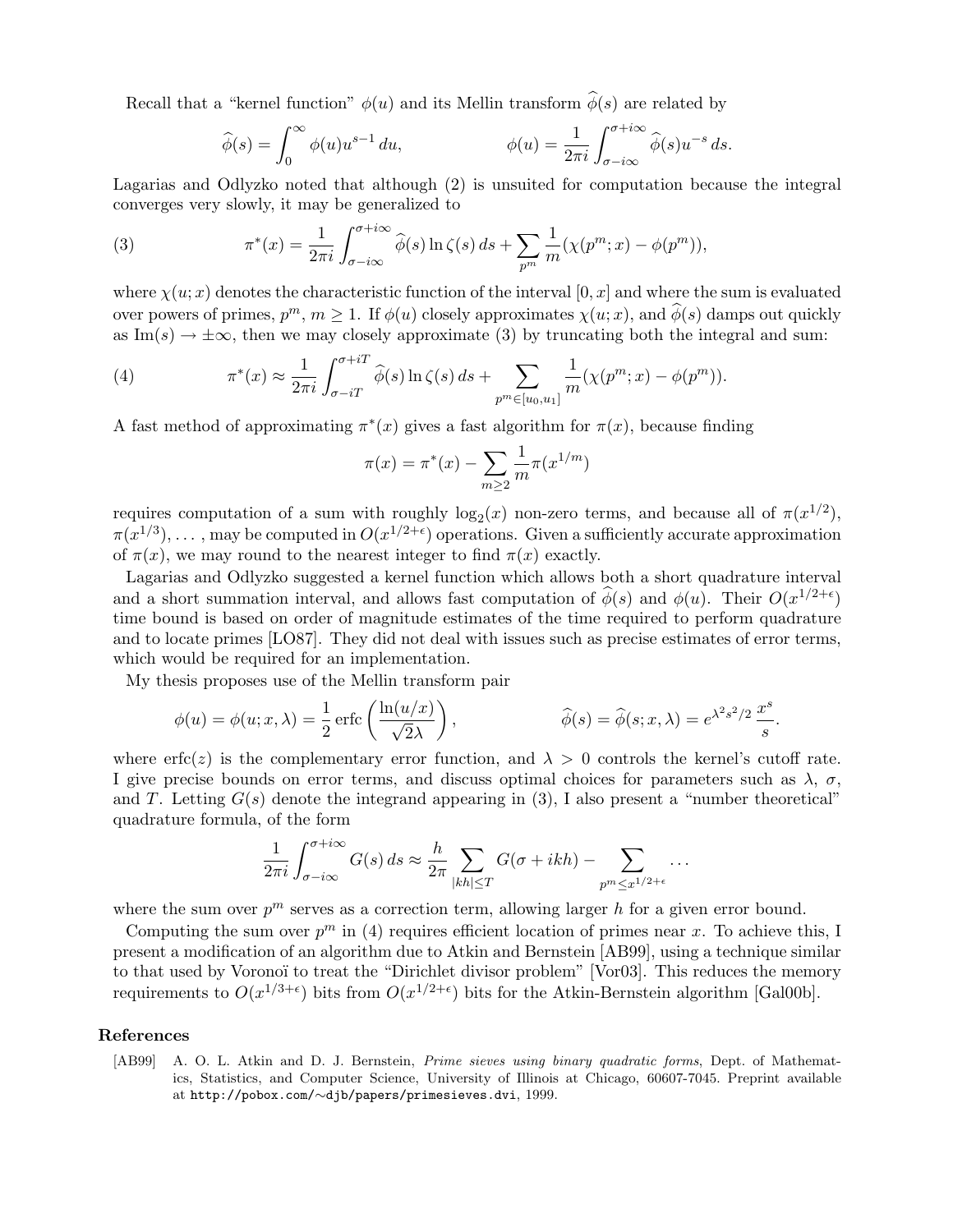Recall that a "kernel function" $\phi(u)$ and its Mellin transform $\widehat{\phi}(s)$ are related by

$$\widehat{\phi}(s) = \int_0^\infty \phi(u) u^{s-1}\, du, \qquad\qquad \phi(u) = \frac{1}{2\pi i}\int_{\sigma-i\infty}^{\sigma+i\infty} \widehat{\phi}(s) u^{-s}\, ds.$$

Lagarias and Odlyzko noted that although (2) is unsuited for computation because the integral converges very slowly, it may be generalized to

$$\pi^*(x) = \frac{1}{2\pi i}\int_{\sigma-i\infty}^{\sigma+i\infty} \widehat{\phi}(s) \ln \zeta(s)\, ds + \sum_{p^m} \frac{1}{m}(\chi(p^m; x) - \phi(p^m)), \tag{3}$$

where $\chi(u; x)$ denotes the characteristic function of the interval $[0, x]$ and where the sum is evaluated over powers of primes, $p^m$, $m \geq 1$. If $\phi(u)$ closely approximates $\chi(u; x)$, and $\widehat{\phi}(s)$ damps out quickly as $\mathrm{Im}(s) \to \pm\infty$, then we may closely approximate (3) by truncating both the integral and sum:

$$\pi^*(x) \approx \frac{1}{2\pi i}\int_{\sigma-iT}^{\sigma+iT} \widehat{\phi}(s) \ln \zeta(s)\, ds + \sum_{p^m \in [u_0, u_1]} \frac{1}{m}(\chi(p^m; x) - \phi(p^m)). \tag{4}$$

A fast method of approximating $\pi^*(x)$ gives a fast algorithm for $\pi(x)$, because finding

$$\pi(x) = \pi^*(x) - \sum_{m \geq 2} \frac{1}{m}\pi(x^{1/m})$$

requires computation of a sum with roughly $\log_2(x)$ non-zero terms, and because all of $\pi(x^{1/2})$, $\pi(x^{1/3})$, ... , may be computed in $O(x^{1/2+\epsilon})$ operations. Given a sufficiently accurate approximation of $\pi(x)$, we may round to the nearest integer to find $\pi(x)$ exactly.

Lagarias and Odlyzko suggested a kernel function which allows both a short quadrature interval and a short summation interval, and allows fast computation of $\widehat{\phi}(s)$ and $\phi(u)$. Their $O(x^{1/2+\epsilon})$ time bound is based on order of magnitude estimates of the time required to perform quadrature and to locate primes [LO87]. They did not deal with issues such as precise estimates of error terms, which would be required for an implementation.

My thesis proposes use of the Mellin transform pair

$$\phi(u) = \phi(u; x, \lambda) = \frac{1}{2}\,\mathrm{erfc}\left(\frac{\ln(u/x)}{\sqrt{2}\lambda}\right), \qquad\qquad \widehat{\phi}(s) = \widehat{\phi}(s; x, \lambda) = e^{\lambda^2 s^2/2}\,\frac{x^s}{s}.$$

where $\mathrm{erfc}(z)$ is the complementary error function, and $\lambda > 0$ controls the kernel's cutoff rate. I give precise bounds on error terms, and discuss optimal choices for parameters such as $\lambda$, $\sigma$, and $T$. Letting $G(s)$ denote the integrand appearing in (3), I also present a "number theoretical" quadrature formula, of the form

$$\frac{1}{2\pi i}\int_{\sigma-i\infty}^{\sigma+i\infty} G(s)\, ds \approx \frac{h}{2\pi}\sum_{|kh|\leq T} G(\sigma + ikh) - \sum_{p^m \leq x^{1/2+\epsilon}} \cdots$$

where the sum over $p^m$ serves as a correction term, allowing larger $h$ for a given error bound.

Computing the sum over $p^m$ in (4) requires efficient location of primes near $x$. To achieve this, I present a modification of an algorithm due to Atkin and Bernstein [AB99], using a technique similar to that used by Voronoï to treat the "Dirichlet divisor problem" [Vor03]. This reduces the memory requirements to $O(x^{1/3+\epsilon})$ bits from $O(x^{1/2+\epsilon})$ bits for the Atkin-Bernstein algorithm [Gal00b].

## References

[AB99] A. O. L. Atkin and D. J. Bernstein, *Prime sieves using binary quadratic forms*, Dept. of Mathematics, Statistics, and Computer Science, University of Illinois at Chicago, 60607-7045. Preprint available at http://pobox.com/~djb/papers/primesieves.dvi, 1999.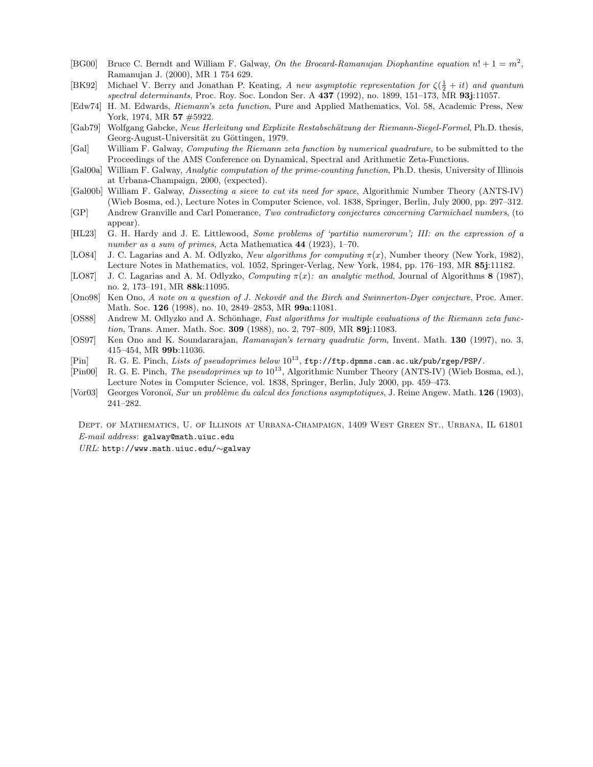[BG00] Bruce C. Berndt and William F. Galway, *On the Brocard-Ramanujan Diophantine equation $n! + 1 = m^2$*, Ramanujan J. (2000), MR 1 754 629.

[BK92] Michael V. Berry and Jonathan P. Keating, *A new asymptotic representation for $\zeta(\frac{1}{2} + it)$ and quantum spectral determinants*, Proc. Roy. Soc. London Ser. A **437** (1992), no. 1899, 151–173, MR **93j**:11057.

[Edw74] H. M. Edwards, *Riemann's zeta function*, Pure and Applied Mathematics, Vol. 58, Academic Press, New York, 1974, MR **57** #5922.

[Gab79] Wolfgang Gabcke, *Neue Herleitung und Explizite Restabschätzung der Riemann-Siegel-Formel*, Ph.D. thesis, Georg-August-Universität zu Göttingen, 1979.

[Gal] William F. Galway, *Computing the Riemann zeta function by numerical quadrature*, to be submitted to the Proceedings of the AMS Conference on Dynamical, Spectral and Arithmetic Zeta-Functions.

[Gal00a] William F. Galway, *Analytic computation of the prime-counting function*, Ph.D. thesis, University of Illinois at Urbana-Champaign, 2000, (expected).

[Gal00b] William F. Galway, *Dissecting a sieve to cut its need for space*, Algorithmic Number Theory (ANTS-IV) (Wieb Bosma, ed.), Lecture Notes in Computer Science, vol. 1838, Springer, Berlin, July 2000, pp. 297–312.

[GP] Andrew Granville and Carl Pomerance, *Two contradictory conjectures concerning Carmichael numbers*, (to appear).

[HL23] G. H. Hardy and J. E. Littlewood, *Some problems of 'partitio numerorum'; III: on the expression of a number as a sum of primes*, Acta Mathematica **44** (1923), 1–70.

[LO84] J. C. Lagarias and A. M. Odlyzko, *New algorithms for computing $\pi(x)$*, Number theory (New York, 1982), Lecture Notes in Mathematics, vol. 1052, Springer-Verlag, New York, 1984, pp. 176–193, MR **85j**:11182.

[LO87] J. C. Lagarias and A. M. Odlyzko, *Computing $\pi(x)$: an analytic method*, Journal of Algorithms **8** (1987), no. 2, 173–191, MR **88k**:11095.

[Ono98] Ken Ono, *A note on a question of J. Nekovář and the Birch and Swinnerton-Dyer conjecture*, Proc. Amer. Math. Soc. **126** (1998), no. 10, 2849–2853, MR **99a**:11081.

[OS88] Andrew M. Odlyzko and A. Schönhage, *Fast algorithms for multiple evaluations of the Riemann zeta function*, Trans. Amer. Math. Soc. **309** (1988), no. 2, 797–809, MR **89j**:11083.

[OS97] Ken Ono and K. Soundararajan, *Ramanujan's ternary quadratic form*, Invent. Math. **130** (1997), no. 3, 415–454, MR **99b**:11036.

[Pin] R. G. E. Pinch, *Lists of pseudoprimes below $10^{13}$*, `ftp://ftp.dpmms.cam.ac.uk/pub/rgep/PSP/`.

[Pin00] R. G. E. Pinch, *The pseudoprimes up to $10^{13}$*, Algorithmic Number Theory (ANTS-IV) (Wieb Bosma, ed.), Lecture Notes in Computer Science, vol. 1838, Springer, Berlin, July 2000, pp. 459–473.

[Vor03] Georges Voronoï, *Sur un problème du calcul des fonctions asymptotiques*, J. Reine Angew. Math. **126** (1903), 241–282.

Dept. of Mathematics, U. of Illinois at Urbana-Champaign, 1409 West Green St., Urbana, IL 61801

*E-mail address*: `galway@math.uiuc.edu`

*URL*: `http://www.math.uiuc.edu/~galway`